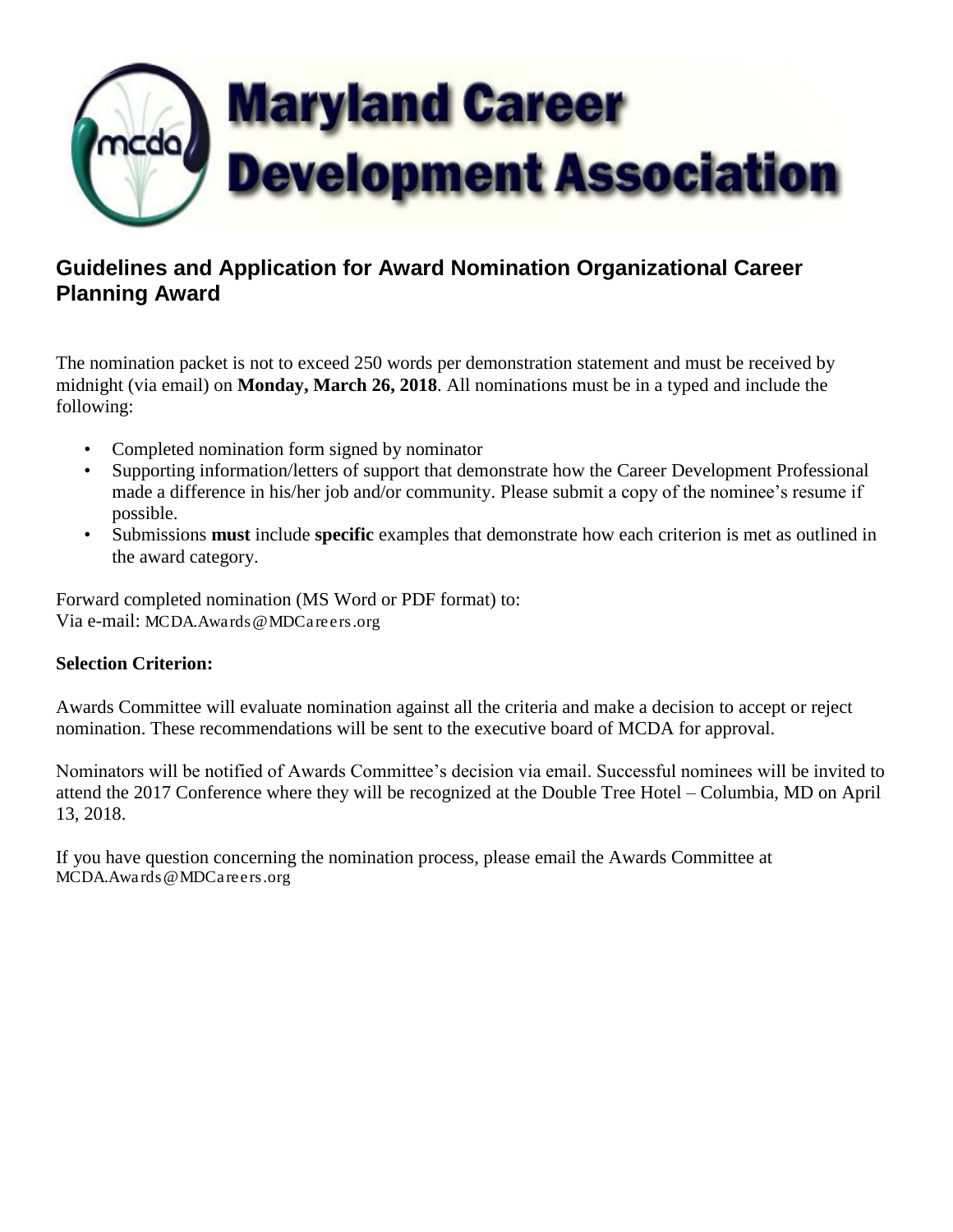# Maryland Career Development Association

## Guidelines and Application for Award Nomination Organizational Career Planning Award

The nomination packet is not to exceed 250 words per demonstration statement and must be received by midnight (via email) on **Monday, March 26, 2018**. All nominations must be in a typed and include the following:

- Completed nomination form signed by nominator
- Supporting information/letters of support that demonstrate how the Career Development Professional made a difference in his/her job and/or community. Please submit a copy of the nominee's resume if possible.
- Submissions **must** include **specific** examples that demonstrate how each criterion is met as outlined in the award category.

Forward completed nomination (MS Word or PDF format) to:
Via e-mail: MCDA.Awards@MDCareers.org

**Selection Criterion:**

Awards Committee will evaluate nomination against all the criteria and make a decision to accept or reject nomination. These recommendations will be sent to the executive board of MCDA for approval.

Nominators will be notified of Awards Committee's decision via email. Successful nominees will be invited to attend the 2017 Conference where they will be recognized at the Double Tree Hotel – Columbia, MD on April 13, 2018.

If you have question concerning the nomination process, please email the Awards Committee at MCDA.Awards@MDCareers.org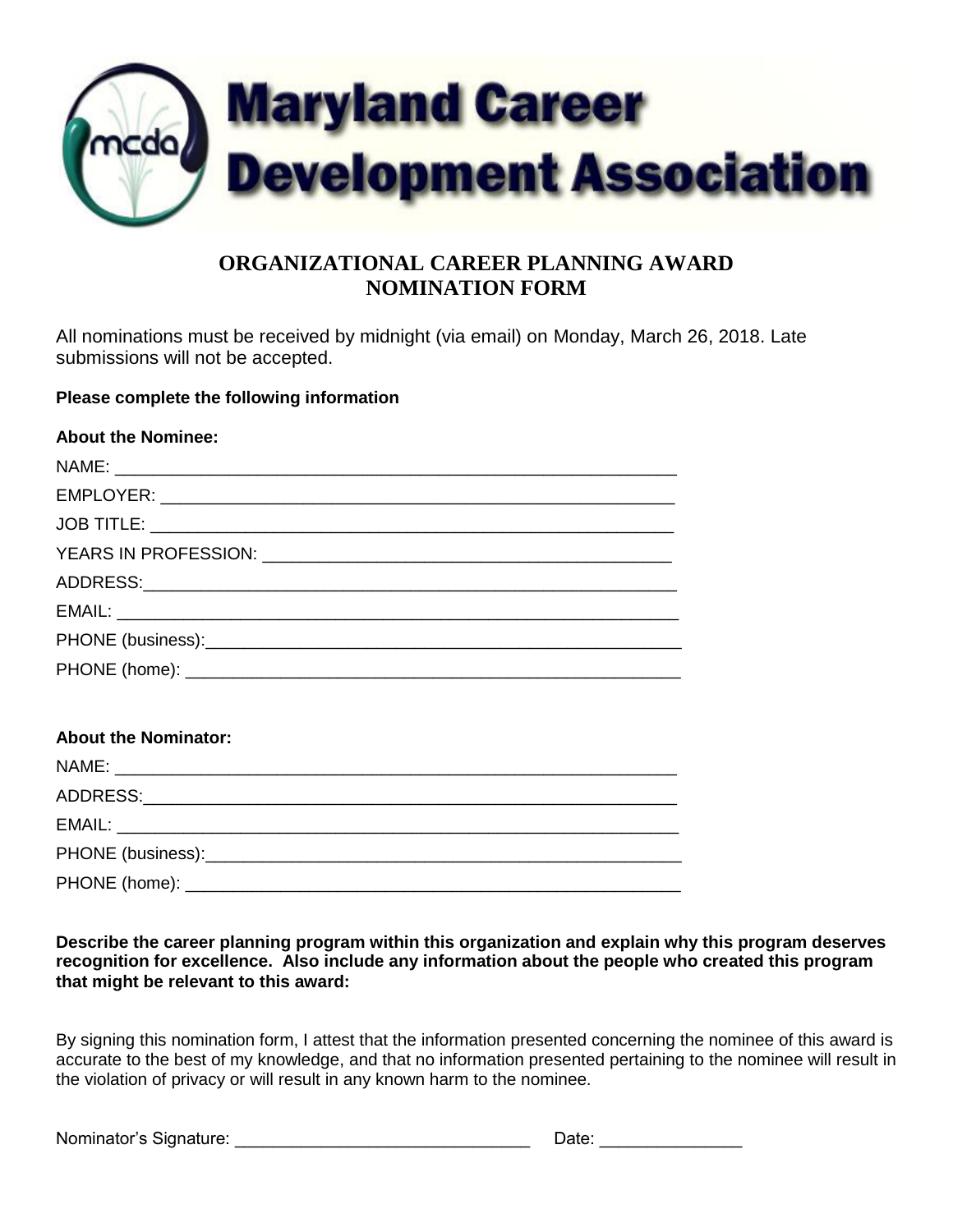# Maryland Career Development Association

## ORGANIZATIONAL CAREER PLANNING AWARD NOMINATION FORM

All nominations must be received by midnight (via email) on Monday, March 26, 2018. Late submissions will not be accepted.

**Please complete the following information**

**About the Nominee:**

NAME: ___________________________________________________________

EMPLOYER: ______________________________________________________

JOB TITLE: _______________________________________________________

YEARS IN PROFESSION: ___________________________________________

ADDRESS:_________________________________________________________

EMAIL: ___________________________________________________________

PHONE (business):__________________________________________________

PHONE (home): ____________________________________________________

**About the Nominator:**

NAME: ___________________________________________________________

ADDRESS:_________________________________________________________

EMAIL: ___________________________________________________________

PHONE (business):__________________________________________________

PHONE (home): ____________________________________________________

**Describe the career planning program within this organization and explain why this program deserves recognition for excellence. Also include any information about the people who created this program that might be relevant to this award:**

By signing this nomination form, I attest that the information presented concerning the nominee of this award is accurate to the best of my knowledge, and that no information presented pertaining to the nominee will result in the violation of privacy or will result in any known harm to the nominee.

Nominator's Signature: _______________________________ Date: _______________